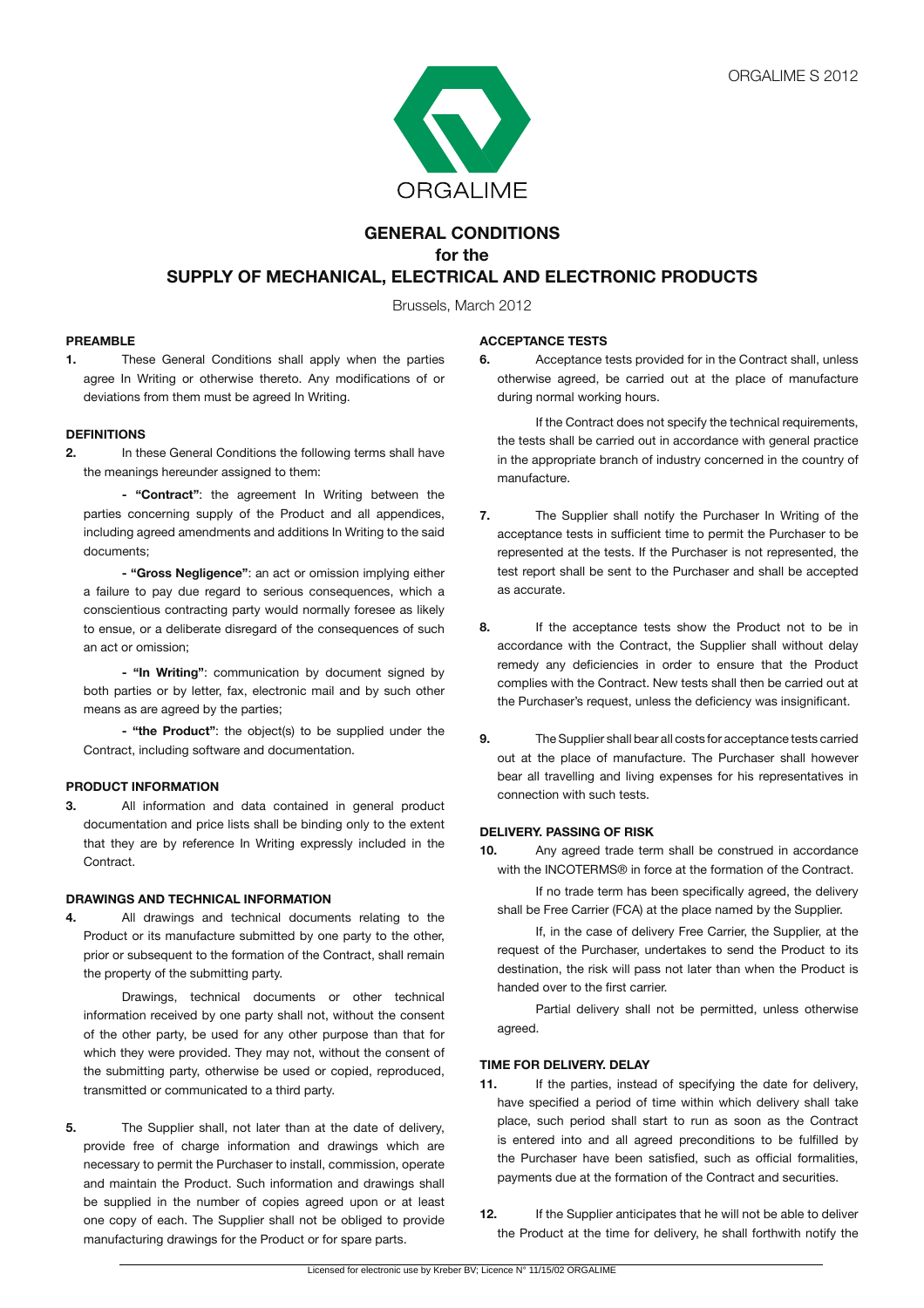ORGALIME S 2012

ORGALIME

# GENERAL CONDITIONS
# for the
# SUPPLY OF MECHANICAL, ELECTRICAL AND ELECTRONIC PRODUCTS

Brussels, March 2012

## PREAMBLE

**1.** These General Conditions shall apply when the parties agree In Writing or otherwise thereto. Any modifications of or deviations from them must be agreed In Writing.

## DEFINITIONS

**2.** In these General Conditions the following terms shall have the meanings hereunder assigned to them:

**- "Contract"**: the agreement In Writing between the parties concerning supply of the Product and all appendices, including agreed amendments and additions In Writing to the said documents;

**- "Gross Negligence"**: an act or omission implying either a failure to pay due regard to serious consequences, which a conscientious contracting party would normally foresee as likely to ensue, or a deliberate disregard of the consequences of such an act or omission;

**- "In Writing"**: communication by document signed by both parties or by letter, fax, electronic mail and by such other means as are agreed by the parties;

**- "the Product"**: the object(s) to be supplied under the Contract, including software and documentation.

## PRODUCT INFORMATION

**3.** All information and data contained in general product documentation and price lists shall be binding only to the extent that they are by reference In Writing expressly included in the Contract.

## DRAWINGS AND TECHNICAL INFORMATION

**4.** All drawings and technical documents relating to the Product or its manufacture submitted by one party to the other, prior or subsequent to the formation of the Contract, shall remain the property of the submitting party.

Drawings, technical documents or other technical information received by one party shall not, without the consent of the other party, be used for any other purpose than that for which they were provided. They may not, without the consent of the submitting party, otherwise be used or copied, reproduced, transmitted or communicated to a third party.

**5.** The Supplier shall, not later than at the date of delivery, provide free of charge information and drawings which are necessary to permit the Purchaser to install, commission, operate and maintain the Product. Such information and drawings shall be supplied in the number of copies agreed upon or at least one copy of each. The Supplier shall not be obliged to provide manufacturing drawings for the Product or for spare parts.

## ACCEPTANCE TESTS

**6.** Acceptance tests provided for in the Contract shall, unless otherwise agreed, be carried out at the place of manufacture during normal working hours.

If the Contract does not specify the technical requirements, the tests shall be carried out in accordance with general practice in the appropriate branch of industry concerned in the country of manufacture.

**7.** The Supplier shall notify the Purchaser In Writing of the acceptance tests in sufficient time to permit the Purchaser to be represented at the tests. If the Purchaser is not represented, the test report shall be sent to the Purchaser and shall be accepted as accurate.

**8.** If the acceptance tests show the Product not to be in accordance with the Contract, the Supplier shall without delay remedy any deficiencies in order to ensure that the Product complies with the Contract. New tests shall then be carried out at the Purchaser's request, unless the deficiency was insignificant.

**9.** The Supplier shall bear all costs for acceptance tests carried out at the place of manufacture. The Purchaser shall however bear all travelling and living expenses for his representatives in connection with such tests.

## DELIVERY. PASSING OF RISK

**10.** Any agreed trade term shall be construed in accordance with the INCOTERMS® in force at the formation of the Contract.

If no trade term has been specifically agreed, the delivery shall be Free Carrier (FCA) at the place named by the Supplier.

If, in the case of delivery Free Carrier, the Supplier, at the request of the Purchaser, undertakes to send the Product to its destination, the risk will pass not later than when the Product is handed over to the first carrier.

Partial delivery shall not be permitted, unless otherwise agreed.

## TIME FOR DELIVERY. DELAY

**11.** If the parties, instead of specifying the date for delivery, have specified a period of time within which delivery shall take place, such period shall start to run as soon as the Contract is entered into and all agreed preconditions to be fulfilled by the Purchaser have been satisfied, such as official formalities, payments due at the formation of the Contract and securities.

**12.** If the Supplier anticipates that he will not be able to deliver the Product at the time for delivery, he shall forthwith notify the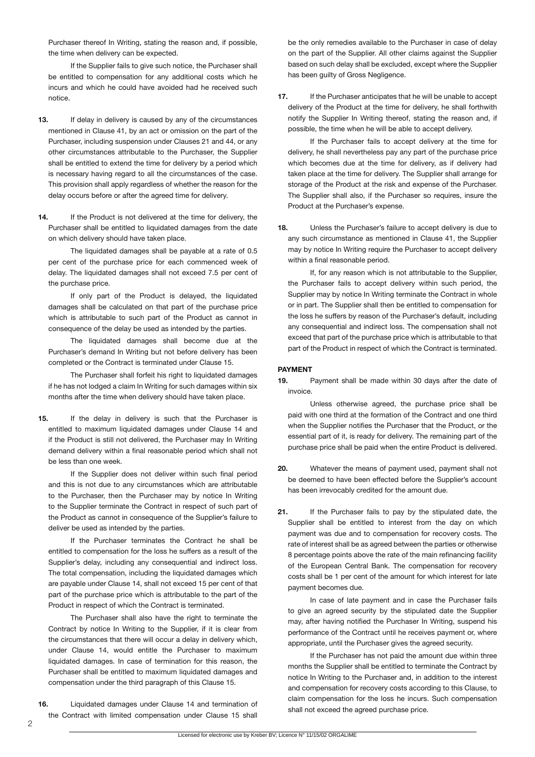Purchaser thereof In Writing, stating the reason and, if possible, the time when delivery can be expected.

If the Supplier fails to give such notice, the Purchaser shall be entitled to compensation for any additional costs which he incurs and which he could have avoided had he received such notice.

**13.** If delay in delivery is caused by any of the circumstances mentioned in Clause 41, by an act or omission on the part of the Purchaser, including suspension under Clauses 21 and 44, or any other circumstances attributable to the Purchaser, the Supplier shall be entitled to extend the time for delivery by a period which is necessary having regard to all the circumstances of the case. This provision shall apply regardless of whether the reason for the delay occurs before or after the agreed time for delivery.

**14.** If the Product is not delivered at the time for delivery, the Purchaser shall be entitled to liquidated damages from the date on which delivery should have taken place.

The liquidated damages shall be payable at a rate of 0.5 per cent of the purchase price for each commenced week of delay. The liquidated damages shall not exceed 7.5 per cent of the purchase price.

If only part of the Product is delayed, the liquidated damages shall be calculated on that part of the purchase price which is attributable to such part of the Product as cannot in consequence of the delay be used as intended by the parties.

The liquidated damages shall become due at the Purchaser's demand In Writing but not before delivery has been completed or the Contract is terminated under Clause 15.

The Purchaser shall forfeit his right to liquidated damages if he has not lodged a claim In Writing for such damages within six months after the time when delivery should have taken place.

**15.** If the delay in delivery is such that the Purchaser is entitled to maximum liquidated damages under Clause 14 and if the Product is still not delivered, the Purchaser may In Writing demand delivery within a final reasonable period which shall not be less than one week.

If the Supplier does not deliver within such final period and this is not due to any circumstances which are attributable to the Purchaser, then the Purchaser may by notice In Writing to the Supplier terminate the Contract in respect of such part of the Product as cannot in consequence of the Supplier's failure to deliver be used as intended by the parties.

If the Purchaser terminates the Contract he shall be entitled to compensation for the loss he suffers as a result of the Supplier's delay, including any consequential and indirect loss. The total compensation, including the liquidated damages which are payable under Clause 14, shall not exceed 15 per cent of that part of the purchase price which is attributable to the part of the Product in respect of which the Contract is terminated.

The Purchaser shall also have the right to terminate the Contract by notice In Writing to the Supplier, if it is clear from the circumstances that there will occur a delay in delivery which, under Clause 14, would entitle the Purchaser to maximum liquidated damages. In case of termination for this reason, the Purchaser shall be entitled to maximum liquidated damages and compensation under the third paragraph of this Clause 15.

**16.** Liquidated damages under Clause 14 and termination of the Contract with limited compensation under Clause 15 shall be the only remedies available to the Purchaser in case of delay on the part of the Supplier. All other claims against the Supplier based on such delay shall be excluded, except where the Supplier has been guilty of Gross Negligence.

**17.** If the Purchaser anticipates that he will be unable to accept delivery of the Product at the time for delivery, he shall forthwith notify the Supplier In Writing thereof, stating the reason and, if possible, the time when he will be able to accept delivery.

If the Purchaser fails to accept delivery at the time for delivery, he shall nevertheless pay any part of the purchase price which becomes due at the time for delivery, as if delivery had taken place at the time for delivery. The Supplier shall arrange for storage of the Product at the risk and expense of the Purchaser. The Supplier shall also, if the Purchaser so requires, insure the Product at the Purchaser's expense.

**18.** Unless the Purchaser's failure to accept delivery is due to any such circumstance as mentioned in Clause 41, the Supplier may by notice In Writing require the Purchaser to accept delivery within a final reasonable period.

If, for any reason which is not attributable to the Supplier, the Purchaser fails to accept delivery within such period, the Supplier may by notice In Writing terminate the Contract in whole or in part. The Supplier shall then be entitled to compensation for the loss he suffers by reason of the Purchaser's default, including any consequential and indirect loss. The compensation shall not exceed that part of the purchase price which is attributable to that part of the Product in respect of which the Contract is terminated.

**PAYMENT**

**19.** Payment shall be made within 30 days after the date of invoice.

Unless otherwise agreed, the purchase price shall be paid with one third at the formation of the Contract and one third when the Supplier notifies the Purchaser that the Product, or the essential part of it, is ready for delivery. The remaining part of the purchase price shall be paid when the entire Product is delivered.

**20.** Whatever the means of payment used, payment shall not be deemed to have been effected before the Supplier's account has been irrevocably credited for the amount due.

**21.** If the Purchaser fails to pay by the stipulated date, the Supplier shall be entitled to interest from the day on which payment was due and to compensation for recovery costs. The rate of interest shall be as agreed between the parties or otherwise 8 percentage points above the rate of the main refinancing facility of the European Central Bank. The compensation for recovery costs shall be 1 per cent of the amount for which interest for late payment becomes due.

In case of late payment and in case the Purchaser fails to give an agreed security by the stipulated date the Supplier may, after having notified the Purchaser In Writing, suspend his performance of the Contract until he receives payment or, where appropriate, until the Purchaser gives the agreed security.

If the Purchaser has not paid the amount due within three months the Supplier shall be entitled to terminate the Contract by notice In Writing to the Purchaser and, in addition to the interest and compensation for recovery costs according to this Clause, to claim compensation for the loss he incurs. Such compensation shall not exceed the agreed purchase price.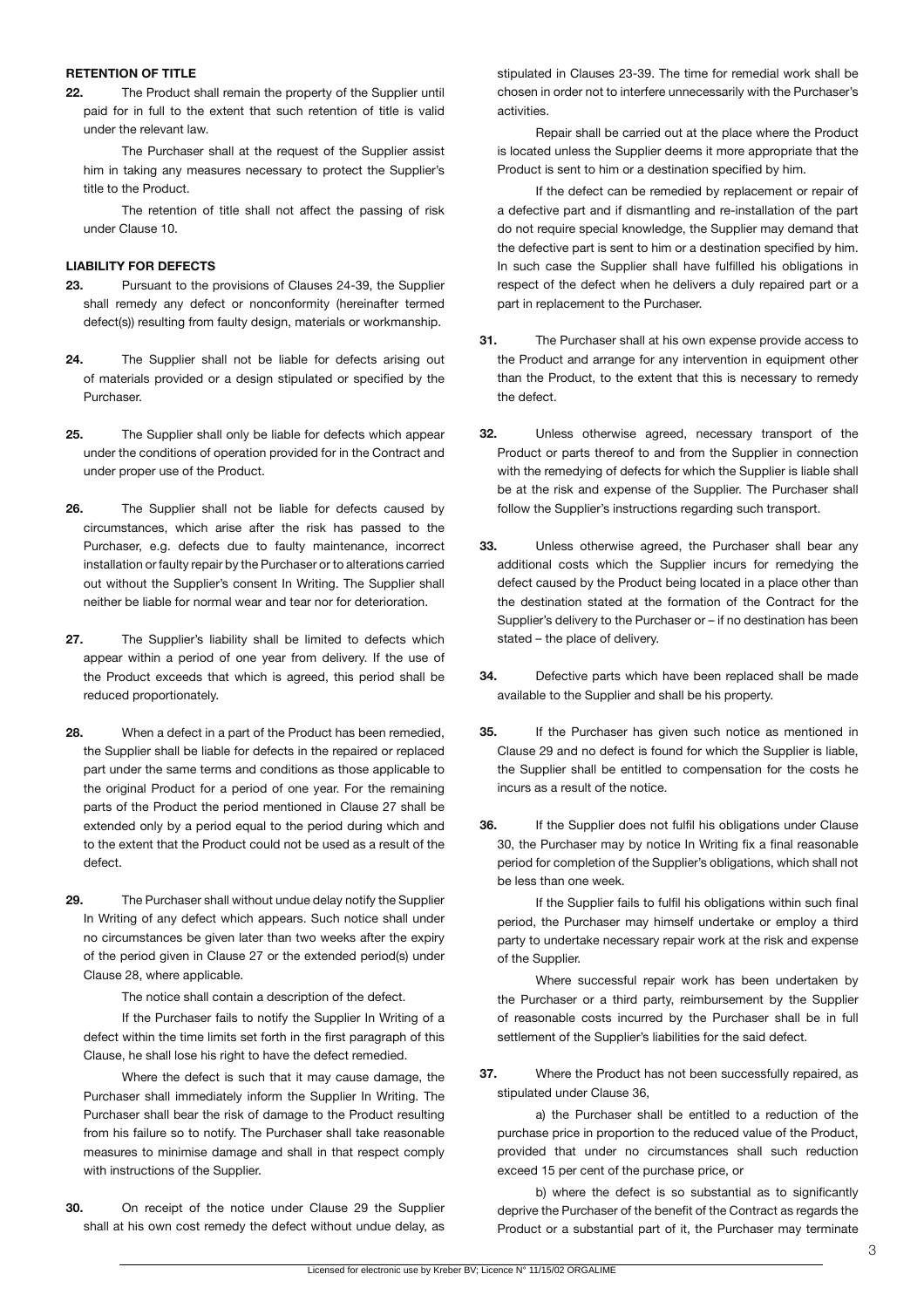## RETENTION OF TITLE

**22.** The Product shall remain the property of the Supplier until paid for in full to the extent that such retention of title is valid under the relevant law.

The Purchaser shall at the request of the Supplier assist him in taking any measures necessary to protect the Supplier's title to the Product.

The retention of title shall not affect the passing of risk under Clause 10.

## LIABILITY FOR DEFECTS

**23.** Pursuant to the provisions of Clauses 24-39, the Supplier shall remedy any defect or nonconformity (hereinafter termed defect(s)) resulting from faulty design, materials or workmanship.

**24.** The Supplier shall not be liable for defects arising out of materials provided or a design stipulated or specified by the Purchaser.

**25.** The Supplier shall only be liable for defects which appear under the conditions of operation provided for in the Contract and under proper use of the Product.

**26.** The Supplier shall not be liable for defects caused by circumstances, which arise after the risk has passed to the Purchaser, e.g. defects due to faulty maintenance, incorrect installation or faulty repair by the Purchaser or to alterations carried out without the Supplier's consent In Writing. The Supplier shall neither be liable for normal wear and tear nor for deterioration.

**27.** The Supplier's liability shall be limited to defects which appear within a period of one year from delivery. If the use of the Product exceeds that which is agreed, this period shall be reduced proportionately.

**28.** When a defect in a part of the Product has been remedied, the Supplier shall be liable for defects in the repaired or replaced part under the same terms and conditions as those applicable to the original Product for a period of one year. For the remaining parts of the Product the period mentioned in Clause 27 shall be extended only by a period equal to the period during which and to the extent that the Product could not be used as a result of the defect.

**29.** The Purchaser shall without undue delay notify the Supplier In Writing of any defect which appears. Such notice shall under no circumstances be given later than two weeks after the expiry of the period given in Clause 27 or the extended period(s) under Clause 28, where applicable.

The notice shall contain a description of the defect.

If the Purchaser fails to notify the Supplier In Writing of a defect within the time limits set forth in the first paragraph of this Clause, he shall lose his right to have the defect remedied.

Where the defect is such that it may cause damage, the Purchaser shall immediately inform the Supplier In Writing. The Purchaser shall bear the risk of damage to the Product resulting from his failure so to notify. The Purchaser shall take reasonable measures to minimise damage and shall in that respect comply with instructions of the Supplier.

**30.** On receipt of the notice under Clause 29 the Supplier shall at his own cost remedy the defect without undue delay, as stipulated in Clauses 23-39. The time for remedial work shall be chosen in order not to interfere unnecessarily with the Purchaser's activities.

Repair shall be carried out at the place where the Product is located unless the Supplier deems it more appropriate that the Product is sent to him or a destination specified by him.

If the defect can be remedied by replacement or repair of a defective part and if dismantling and re-installation of the part do not require special knowledge, the Supplier may demand that the defective part is sent to him or a destination specified by him. In such case the Supplier shall have fulfilled his obligations in respect of the defect when he delivers a duly repaired part or a part in replacement to the Purchaser.

**31.** The Purchaser shall at his own expense provide access to the Product and arrange for any intervention in equipment other than the Product, to the extent that this is necessary to remedy the defect.

**32.** Unless otherwise agreed, necessary transport of the Product or parts thereof to and from the Supplier in connection with the remedying of defects for which the Supplier is liable shall be at the risk and expense of the Supplier. The Purchaser shall follow the Supplier's instructions regarding such transport.

**33.** Unless otherwise agreed, the Purchaser shall bear any additional costs which the Supplier incurs for remedying the defect caused by the Product being located in a place other than the destination stated at the formation of the Contract for the Supplier's delivery to the Purchaser or – if no destination has been stated – the place of delivery.

**34.** Defective parts which have been replaced shall be made available to the Supplier and shall be his property.

**35.** If the Purchaser has given such notice as mentioned in Clause 29 and no defect is found for which the Supplier is liable, the Supplier shall be entitled to compensation for the costs he incurs as a result of the notice.

**36.** If the Supplier does not fulfil his obligations under Clause 30, the Purchaser may by notice In Writing fix a final reasonable period for completion of the Supplier's obligations, which shall not be less than one week.

If the Supplier fails to fulfil his obligations within such final period, the Purchaser may himself undertake or employ a third party to undertake necessary repair work at the risk and expense of the Supplier.

Where successful repair work has been undertaken by the Purchaser or a third party, reimbursement by the Supplier of reasonable costs incurred by the Purchaser shall be in full settlement of the Supplier's liabilities for the said defect.

**37.** Where the Product has not been successfully repaired, as stipulated under Clause 36,

a) the Purchaser shall be entitled to a reduction of the purchase price in proportion to the reduced value of the Product, provided that under no circumstances shall such reduction exceed 15 per cent of the purchase price, or

b) where the defect is so substantial as to significantly deprive the Purchaser of the benefit of the Contract as regards the Product or a substantial part of it, the Purchaser may terminate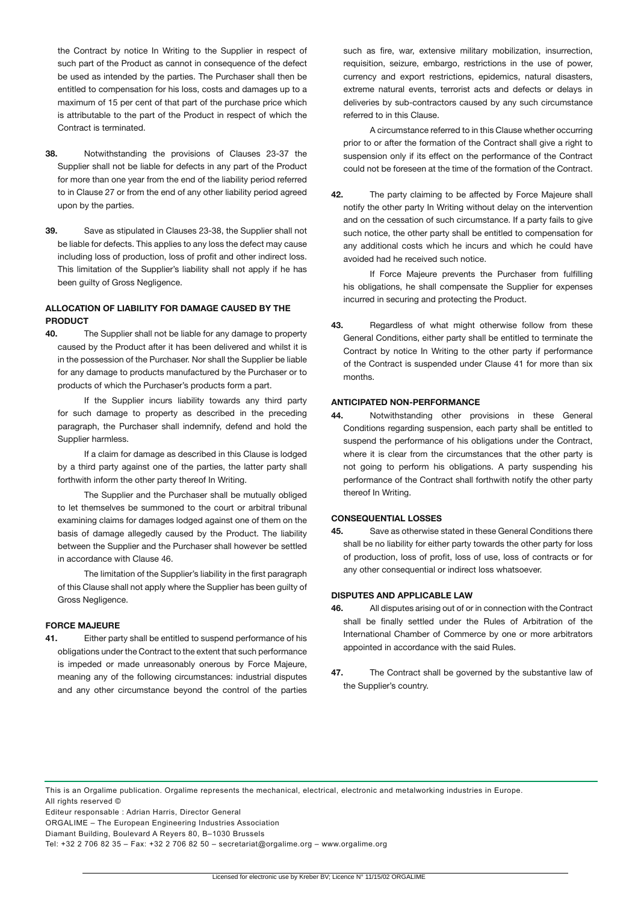the Contract by notice In Writing to the Supplier in respect of such part of the Product as cannot in consequence of the defect be used as intended by the parties. The Purchaser shall then be entitled to compensation for his loss, costs and damages up to a maximum of 15 per cent of that part of the purchase price which is attributable to the part of the Product in respect of which the Contract is terminated.

**38.** Notwithstanding the provisions of Clauses 23-37 the Supplier shall not be liable for defects in any part of the Product for more than one year from the end of the liability period referred to in Clause 27 or from the end of any other liability period agreed upon by the parties.

**39.** Save as stipulated in Clauses 23-38, the Supplier shall not be liable for defects. This applies to any loss the defect may cause including loss of production, loss of profit and other indirect loss. This limitation of the Supplier's liability shall not apply if he has been guilty of Gross Negligence.

### ALLOCATION OF LIABILITY FOR DAMAGE CAUSED BY THE PRODUCT

**40.** The Supplier shall not be liable for any damage to property caused by the Product after it has been delivered and whilst it is in the possession of the Purchaser. Nor shall the Supplier be liable for any damage to products manufactured by the Purchaser or to products of which the Purchaser's products form a part.

If the Supplier incurs liability towards any third party for such damage to property as described in the preceding paragraph, the Purchaser shall indemnify, defend and hold the Supplier harmless.

If a claim for damage as described in this Clause is lodged by a third party against one of the parties, the latter party shall forthwith inform the other party thereof In Writing.

The Supplier and the Purchaser shall be mutually obliged to let themselves be summoned to the court or arbitral tribunal examining claims for damages lodged against one of them on the basis of damage allegedly caused by the Product. The liability between the Supplier and the Purchaser shall however be settled in accordance with Clause 46.

The limitation of the Supplier's liability in the first paragraph of this Clause shall not apply where the Supplier has been guilty of Gross Negligence.

### FORCE MAJEURE

**41.** Either party shall be entitled to suspend performance of his obligations under the Contract to the extent that such performance is impeded or made unreasonably onerous by Force Majeure, meaning any of the following circumstances: industrial disputes and any other circumstance beyond the control of the parties such as fire, war, extensive military mobilization, insurrection, requisition, seizure, embargo, restrictions in the use of power, currency and export restrictions, epidemics, natural disasters, extreme natural events, terrorist acts and defects or delays in deliveries by sub-contractors caused by any such circumstance referred to in this Clause.

A circumstance referred to in this Clause whether occurring prior to or after the formation of the Contract shall give a right to suspension only if its effect on the performance of the Contract could not be foreseen at the time of the formation of the Contract.

**42.** The party claiming to be affected by Force Majeure shall notify the other party In Writing without delay on the intervention and on the cessation of such circumstance. If a party fails to give such notice, the other party shall be entitled to compensation for any additional costs which he incurs and which he could have avoided had he received such notice.

If Force Majeure prevents the Purchaser from fulfilling his obligations, he shall compensate the Supplier for expenses incurred in securing and protecting the Product.

**43.** Regardless of what might otherwise follow from these General Conditions, either party shall be entitled to terminate the Contract by notice In Writing to the other party if performance of the Contract is suspended under Clause 41 for more than six months.

### ANTICIPATED NON-PERFORMANCE

**44.** Notwithstanding other provisions in these General Conditions regarding suspension, each party shall be entitled to suspend the performance of his obligations under the Contract, where it is clear from the circumstances that the other party is not going to perform his obligations. A party suspending his performance of the Contract shall forthwith notify the other party thereof In Writing.

### CONSEQUENTIAL LOSSES

**45.** Save as otherwise stated in these General Conditions there shall be no liability for either party towards the other party for loss of production, loss of profit, loss of use, loss of contracts or for any other consequential or indirect loss whatsoever.

### DISPUTES AND APPLICABLE LAW

**46.** All disputes arising out of or in connection with the Contract shall be finally settled under the Rules of Arbitration of the International Chamber of Commerce by one or more arbitrators appointed in accordance with the said Rules.

**47.** The Contract shall be governed by the substantive law of the Supplier's country.

This is an Orgalime publication. Orgalime represents the mechanical, electrical, electronic and metalworking industries in Europe.
All rights reserved ©
Editeur responsable : Adrian Harris, Director General
ORGALIME – The European Engineering Industries Association
Diamant Building, Boulevard A Reyers 80, B–1030 Brussels
Tel: +32 2 706 82 35 – Fax: +32 2 706 82 50 – secretariat@orgalime.org – www.orgalime.org

Licensed for electronic use by Kreber BV; Licence N° 11/15/02 ORGALIME